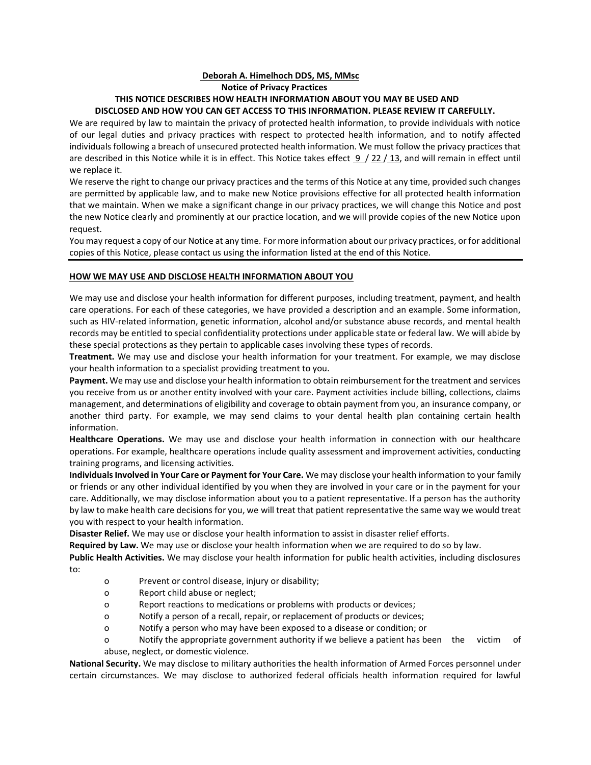**Deborah A. Himelhoch DDS, MS, MMsc**

**Notice of Privacy Practices**

**THIS NOTICE DESCRIBES HOW HEALTH INFORMATION ABOUT YOU MAY BE USED AND DISCLOSED AND HOW YOU CAN GET ACCESS TO THIS INFORMATION. PLEASE REVIEW IT CAREFULLY.**

We are required by law to maintain the privacy of protected health information, to provide individuals with notice of our legal duties and privacy practices with respect to protected health information, and to notify affected individuals following a breach of unsecured protected health information. We must follow the privacy practices that are described in this Notice while it is in effect. This Notice takes effect 9 / 22 / 13, and will remain in effect until we replace it.

We reserve the right to change our privacy practices and the terms of this Notice at any time, provided such changes are permitted by applicable law, and to make new Notice provisions effective for all protected health information that we maintain. When we make a significant change in our privacy practices, we will change this Notice and post the new Notice clearly and prominently at our practice location, and we will provide copies of the new Notice upon request.

You may request a copy of our Notice at any time. For more information about our privacy practices, or for additional copies of this Notice, please contact us using the information listed at the end of this Notice.

---

## HOW WE MAY USE AND DISCLOSE HEALTH INFORMATION ABOUT YOU

We may use and disclose your health information for different purposes, including treatment, payment, and health care operations. For each of these categories, we have provided a description and an example. Some information, such as HIV-related information, genetic information, alcohol and/or substance abuse records, and mental health records may be entitled to special confidentiality protections under applicable state or federal law. We will abide by these special protections as they pertain to applicable cases involving these types of records.

**Treatment.** We may use and disclose your health information for your treatment. For example, we may disclose your health information to a specialist providing treatment to you.

**Payment.** We may use and disclose your health information to obtain reimbursement for the treatment and services you receive from us or another entity involved with your care. Payment activities include billing, collections, claims management, and determinations of eligibility and coverage to obtain payment from you, an insurance company, or another third party. For example, we may send claims to your dental health plan containing certain health information.

**Healthcare Operations.** We may use and disclose your health information in connection with our healthcare operations. For example, healthcare operations include quality assessment and improvement activities, conducting training programs, and licensing activities.

**Individuals Involved in Your Care or Payment for Your Care.** We may disclose your health information to your family or friends or any other individual identified by you when they are involved in your care or in the payment for your care. Additionally, we may disclose information about you to a patient representative. If a person has the authority by law to make health care decisions for you, we will treat that patient representative the same way we would treat you with respect to your health information.

**Disaster Relief.** We may use or disclose your health information to assist in disaster relief efforts.

**Required by Law.** We may use or disclose your health information when we are required to do so by law.

**Public Health Activities.** We may disclose your health information for public health activities, including disclosures to:

- Prevent or control disease, injury or disability;
- Report child abuse or neglect;
- Report reactions to medications or problems with products or devices;
- Notify a person of a recall, repair, or replacement of products or devices;
- Notify a person who may have been exposed to a disease or condition; or
- Notify the appropriate government authority if we believe a patient has been the victim of abuse, neglect, or domestic violence.

**National Security.** We may disclose to military authorities the health information of Armed Forces personnel under certain circumstances. We may disclose to authorized federal officials health information required for lawful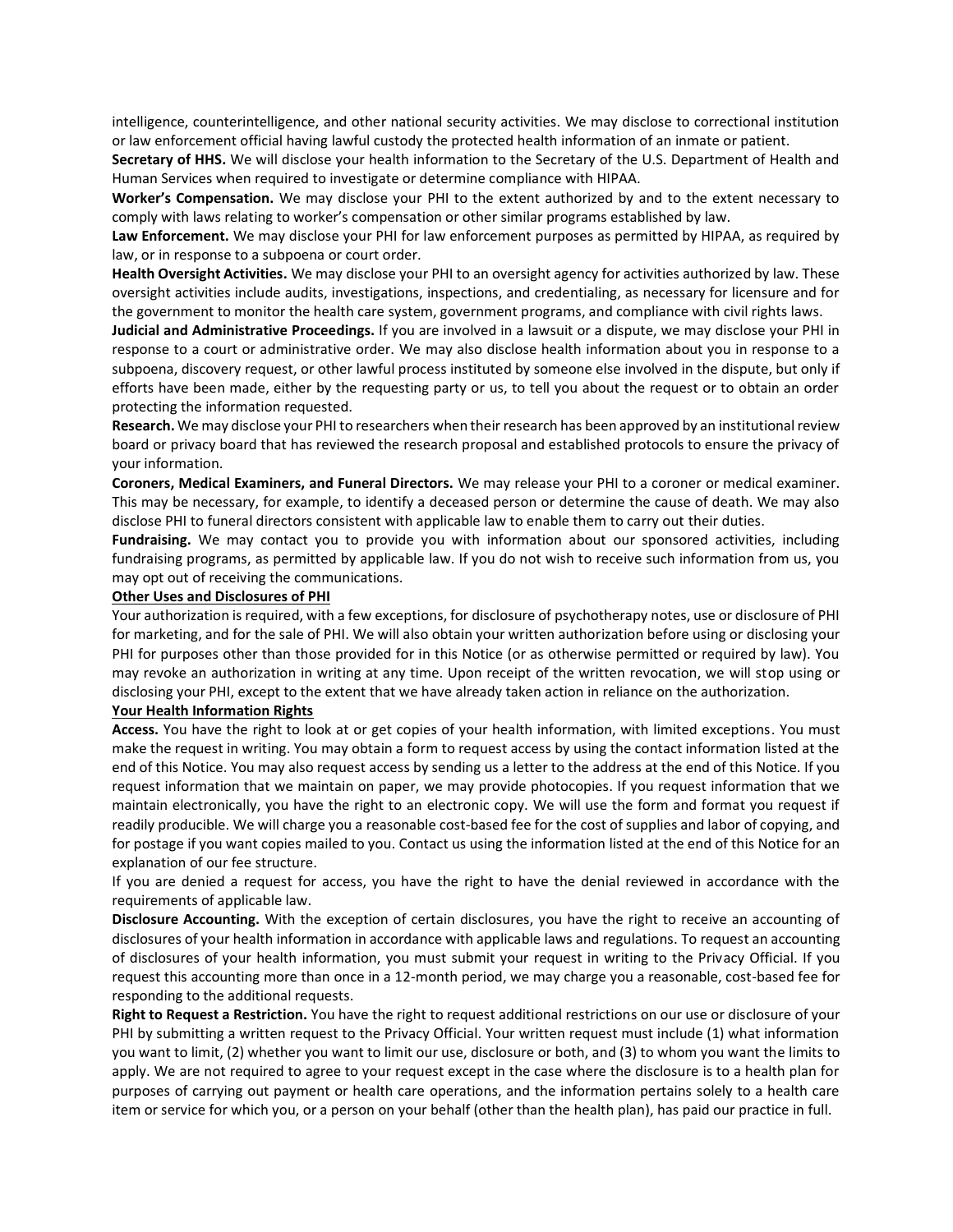intelligence, counterintelligence, and other national security activities. We may disclose to correctional institution or law enforcement official having lawful custody the protected health information of an inmate or patient.

**Secretary of HHS.** We will disclose your health information to the Secretary of the U.S. Department of Health and Human Services when required to investigate or determine compliance with HIPAA.

**Worker's Compensation.** We may disclose your PHI to the extent authorized by and to the extent necessary to comply with laws relating to worker's compensation or other similar programs established by law.

**Law Enforcement.** We may disclose your PHI for law enforcement purposes as permitted by HIPAA, as required by law, or in response to a subpoena or court order.

**Health Oversight Activities.** We may disclose your PHI to an oversight agency for activities authorized by law. These oversight activities include audits, investigations, inspections, and credentialing, as necessary for licensure and for the government to monitor the health care system, government programs, and compliance with civil rights laws.

**Judicial and Administrative Proceedings.** If you are involved in a lawsuit or a dispute, we may disclose your PHI in response to a court or administrative order. We may also disclose health information about you in response to a subpoena, discovery request, or other lawful process instituted by someone else involved in the dispute, but only if efforts have been made, either by the requesting party or us, to tell you about the request or to obtain an order protecting the information requested.

**Research.** We may disclose your PHI to researchers when their research has been approved by an institutional review board or privacy board that has reviewed the research proposal and established protocols to ensure the privacy of your information.

**Coroners, Medical Examiners, and Funeral Directors.** We may release your PHI to a coroner or medical examiner. This may be necessary, for example, to identify a deceased person or determine the cause of death. We may also disclose PHI to funeral directors consistent with applicable law to enable them to carry out their duties.

**Fundraising.** We may contact you to provide you with information about our sponsored activities, including fundraising programs, as permitted by applicable law. If you do not wish to receive such information from us, you may opt out of receiving the communications.

**Other Uses and Disclosures of PHI**

Your authorization is required, with a few exceptions, for disclosure of psychotherapy notes, use or disclosure of PHI for marketing, and for the sale of PHI. We will also obtain your written authorization before using or disclosing your PHI for purposes other than those provided for in this Notice (or as otherwise permitted or required by law). You may revoke an authorization in writing at any time. Upon receipt of the written revocation, we will stop using or disclosing your PHI, except to the extent that we have already taken action in reliance on the authorization.

**Your Health Information Rights**

**Access.** You have the right to look at or get copies of your health information, with limited exceptions. You must make the request in writing. You may obtain a form to request access by using the contact information listed at the end of this Notice. You may also request access by sending us a letter to the address at the end of this Notice. If you request information that we maintain on paper, we may provide photocopies. If you request information that we maintain electronically, you have the right to an electronic copy. We will use the form and format you request if readily producible. We will charge you a reasonable cost-based fee for the cost of supplies and labor of copying, and for postage if you want copies mailed to you. Contact us using the information listed at the end of this Notice for an explanation of our fee structure.

If you are denied a request for access, you have the right to have the denial reviewed in accordance with the requirements of applicable law.

**Disclosure Accounting.** With the exception of certain disclosures, you have the right to receive an accounting of disclosures of your health information in accordance with applicable laws and regulations. To request an accounting of disclosures of your health information, you must submit your request in writing to the Privacy Official. If you request this accounting more than once in a 12-month period, we may charge you a reasonable, cost-based fee for responding to the additional requests.

**Right to Request a Restriction.** You have the right to request additional restrictions on our use or disclosure of your PHI by submitting a written request to the Privacy Official. Your written request must include (1) what information you want to limit, (2) whether you want to limit our use, disclosure or both, and (3) to whom you want the limits to apply. We are not required to agree to your request except in the case where the disclosure is to a health plan for purposes of carrying out payment or health care operations, and the information pertains solely to a health care item or service for which you, or a person on your behalf (other than the health plan), has paid our practice in full.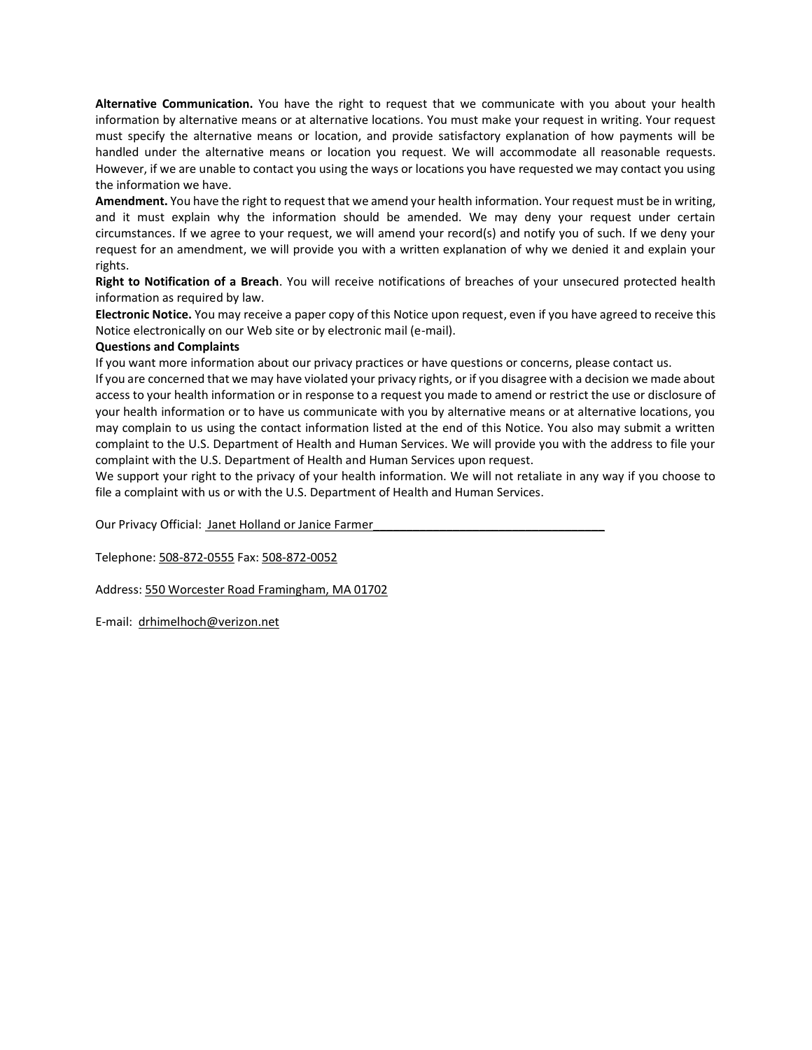**Alternative Communication.** You have the right to request that we communicate with you about your health information by alternative means or at alternative locations. You must make your request in writing. Your request must specify the alternative means or location, and provide satisfactory explanation of how payments will be handled under the alternative means or location you request. We will accommodate all reasonable requests. However, if we are unable to contact you using the ways or locations you have requested we may contact you using the information we have.

**Amendment.** You have the right to request that we amend your health information. Your request must be in writing, and it must explain why the information should be amended. We may deny your request under certain circumstances. If we agree to your request, we will amend your record(s) and notify you of such. If we deny your request for an amendment, we will provide you with a written explanation of why we denied it and explain your rights.

**Right to Notification of a Breach**. You will receive notifications of breaches of your unsecured protected health information as required by law.

**Electronic Notice.** You may receive a paper copy of this Notice upon request, even if you have agreed to receive this Notice electronically on our Web site or by electronic mail (e-mail).

**Questions and Complaints**

If you want more information about our privacy practices or have questions or concerns, please contact us.

If you are concerned that we may have violated your privacy rights, or if you disagree with a decision we made about access to your health information or in response to a request you made to amend or restrict the use or disclosure of your health information or to have us communicate with you by alternative means or at alternative locations, you may complain to us using the contact information listed at the end of this Notice. You also may submit a written complaint to the U.S. Department of Health and Human Services. We will provide you with the address to file your complaint with the U.S. Department of Health and Human Services upon request.

We support your right to the privacy of your health information. We will not retaliate in any way if you choose to file a complaint with us or with the U.S. Department of Health and Human Services.

Our Privacy Official: Janet Holland or Janice Farmer

Telephone: 508-872-0555 Fax: 508-872-0052

Address: 550 Worcester Road Framingham, MA 01702

E-mail: drhimelhoch@verizon.net